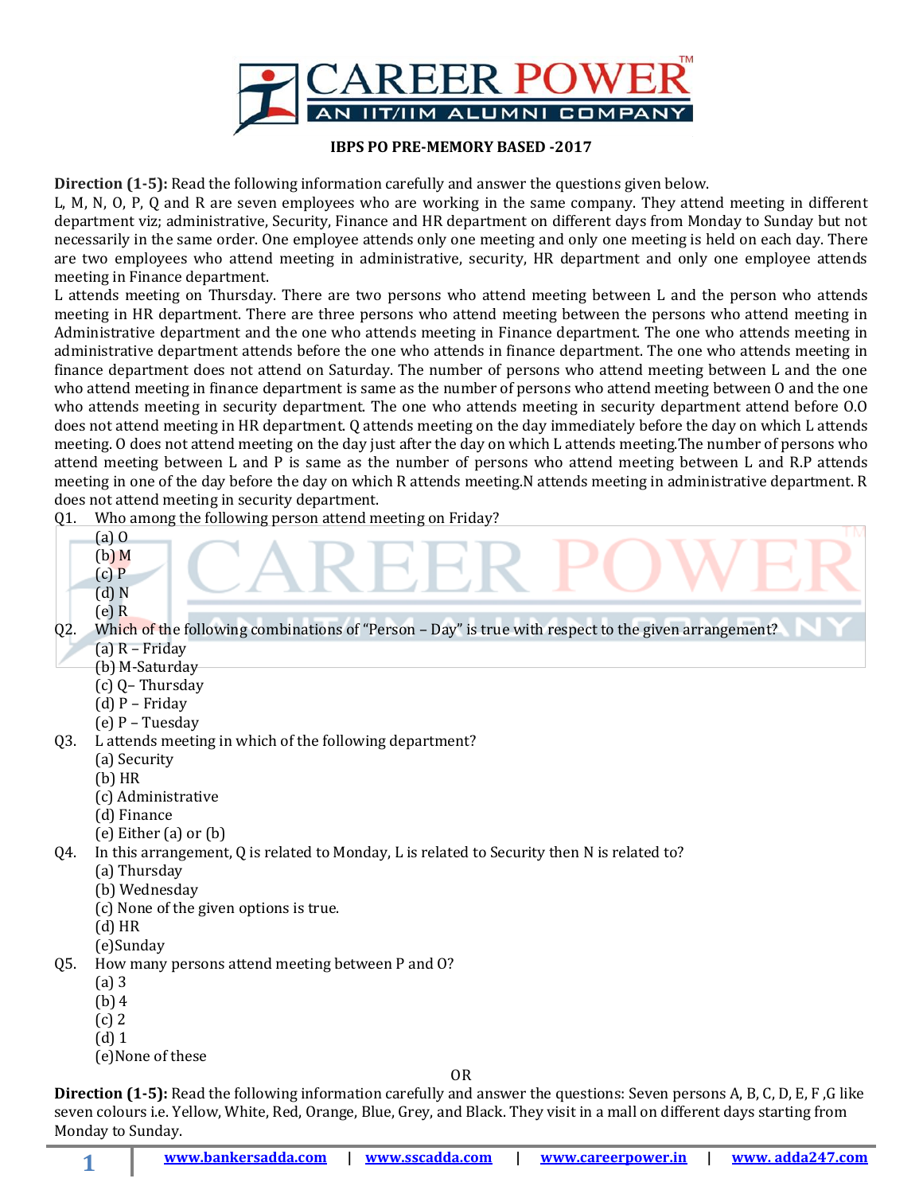**IBPS PO PRE-MEMORY BASED -2017**

**Direction (1-5):** Read the following information carefully and answer the questions given below.
L, M, N, O, P, Q and R are seven employees who are working in the same company. They attend meeting in different department viz; administrative, Security, Finance and HR department on different days from Monday to Sunday but not necessarily in the same order. One employee attends only one meeting and only one meeting is held on each day. There are two employees who attend meeting in administrative, security, HR department and only one employee attends meeting in Finance department.
L attends meeting on Thursday. There are two persons who attend meeting between L and the person who attends meeting in HR department. There are three persons who attend meeting between the persons who attend meeting in Administrative department and the one who attends meeting in Finance department. The one who attends meeting in administrative department attends before the one who attends in finance department. The one who attends meeting in finance department does not attend on Saturday. The number of persons who attend meeting between L and the one who attend meeting in finance department is same as the number of persons who attend meeting between O and the one who attends meeting in security department. The one who attends meeting in security department attend before O.O does not attend meeting in HR department. Q attends meeting on the day immediately before the day on which L attends meeting. O does not attend meeting on the day just after the day on which L attends meeting.The number of persons who attend meeting between L and P is same as the number of persons who attend meeting between L and R.P attends meeting in one of the day before the day on which R attends meeting.N attends meeting in administrative department. R does not attend meeting in security department.

Q1. Who among the following person attend meeting on Friday?
- (a) O
- (b) M
- (c) P
- (d) N
- (e) R

Q2. Which of the following combinations of "Person – Day" is true with respect to the given arrangement?
- (a) R – Friday
- (b) M-Saturday
- (c) Q– Thursday
- (d) P – Friday
- (e) P – Tuesday

Q3. L attends meeting in which of the following department?
- (a) Security
- (b) HR
- (c) Administrative
- (d) Finance
- (e) Either (a) or (b)

Q4. In this arrangement, Q is related to Monday, L is related to Security then N is related to?
- (a) Thursday
- (b) Wednesday
- (c) None of the given options is true.
- (d) HR
- (e)Sunday

Q5. How many persons attend meeting between P and O?
- (a) 3
- (b) 4
- (c) 2
- (d) 1
- (e)None of these

OR

**Direction (1-5):** Read the following information carefully and answer the questions: Seven persons A, B, C, D, E, F ,G like seven colours i.e. Yellow, White, Red, Orange, Blue, Grey, and Black. They visit in a mall on different days starting from Monday to Sunday.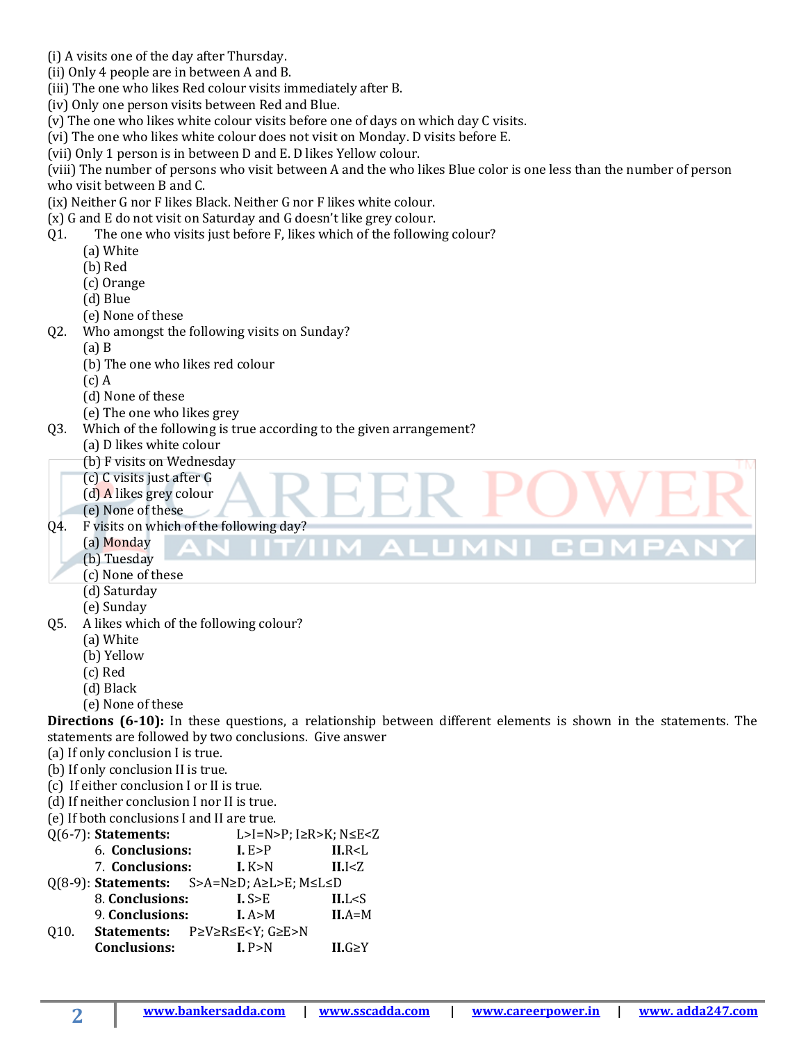(i) A visits one of the day after Thursday.
(ii) Only 4 people are in between A and B.
(iii) The one who likes Red colour visits immediately after B.
(iv) Only one person visits between Red and Blue.
(v) The one who likes white colour visits before one of days on which day C visits.
(vi) The one who likes white colour does not visit on Monday. D visits before E.
(vii) Only 1 person is in between D and E. D likes Yellow colour.
(viii) The number of persons who visit between A and the who likes Blue color is one less than the number of person who visit between B and C.
(ix) Neither G nor F likes Black. Neither G nor F likes white colour.
(x) G and E do not visit on Saturday and G doesn't like grey colour.

Q1. The one who visits just before F, likes which of the following colour?
- (a) White
- (b) Red
- (c) Orange
- (d) Blue
- (e) None of these

Q2. Who amongst the following visits on Sunday?
- (a) B
- (b) The one who likes red colour
- (c) A
- (d) None of these
- (e) The one who likes grey

Q3. Which of the following is true according to the given arrangement?
- (a) D likes white colour
- (b) F visits on Wednesday
- (c) C visits just after G
- (d) A likes grey colour
- (e) None of these

Q4. F visits on which of the following day?
- (a) Monday
- (b) Tuesday
- (c) None of these
- (d) Saturday
- (e) Sunday

Q5. A likes which of the following colour?
- (a) White
- (b) Yellow
- (c) Red
- (d) Black
- (e) None of these

**Directions (6-10):** In these questions, a relationship between different elements is shown in the statements. The statements are followed by two conclusions. Give answer
(a) If only conclusion I is true.
(b) If only conclusion II is true.
(c) If either conclusion I or II is true.
(d) If neither conclusion I nor II is true.
(e) If both conclusions I and II are true.

Q(6-7): **Statements:** L>I=N>P; I≥R>K; N≤E<Z
6. **Conclusions:** **I.** E>P **II.** R<L
7. **Conclusions:** **I.** K>N **II.** I<Z

Q(8-9): **Statements:** S>A=N≥D; A≥L>E; M≤L≤D
8. **Conclusions:** **I.** S>E **II.** L<S
9. **Conclusions:** **I.** A>M **II.** A=M

Q10. **Statements:** P≥V≥R≤E<Y; G≥E>N
**Conclusions:** **I.** P>N **II.** G≥Y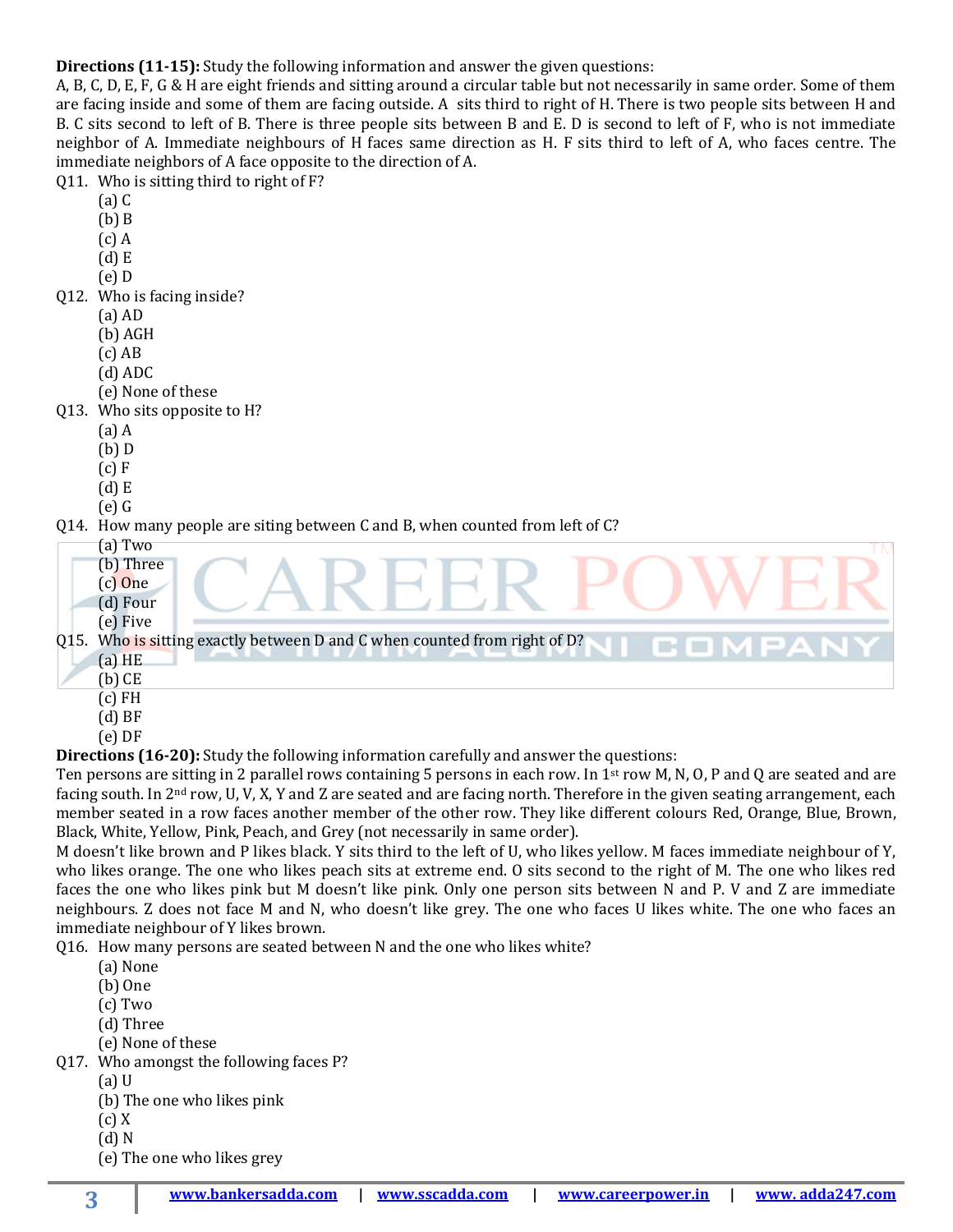**Directions (11-15):** Study the following information and answer the given questions:

A, B, C, D, E, F, G & H are eight friends and sitting around a circular table but not necessarily in same order. Some of them are facing inside and some of them are facing outside. A sits third to right of H. There is two people sits between H and B. C sits second to left of B. There is three people sits between B and E. D is second to left of F, who is not immediate neighbor of A. Immediate neighbours of H faces same direction as H. F sits third to left of A, who faces centre. The immediate neighbors of A face opposite to the direction of A.

Q11. Who is sitting third to right of F?
- (a) C
- (b) B
- (c) A
- (d) E
- (e) D

Q12. Who is facing inside?
- (a) AD
- (b) AGH
- (c) AB
- (d) ADC
- (e) None of these

Q13. Who sits opposite to H?
- (a) A
- (b) D
- (c) F
- (d) E
- (e) G

Q14. How many people are siting between C and B, when counted from left of C?
- (a) Two
- (b) Three
- (c) One
- (d) Four
- (e) Five

Q15. Who is sitting exactly between D and C when counted from right of D?
- (a) HE
- (b) CE
- (c) FH
- (d) BF
- (e) DF

**Directions (16-20):** Study the following information carefully and answer the questions:

Ten persons are sitting in 2 parallel rows containing 5 persons in each row. In 1st row M, N, O, P and Q are seated and are facing south. In 2nd row, U, V, X, Y and Z are seated and are facing north. Therefore in the given seating arrangement, each member seated in a row faces another member of the other row. They like different colours Red, Orange, Blue, Brown, Black, White, Yellow, Pink, Peach, and Grey (not necessarily in same order).

M doesn't like brown and P likes black. Y sits third to the left of U, who likes yellow. M faces immediate neighbour of Y, who likes orange. The one who likes peach sits at extreme end. O sits second to the right of M. The one who likes red faces the one who likes pink but M doesn't like pink. Only one person sits between N and P. V and Z are immediate neighbours. Z does not face M and N, who doesn't like grey. The one who faces U likes white. The one who faces an immediate neighbour of Y likes brown.

Q16. How many persons are seated between N and the one who likes white?
- (a) None
- (b) One
- (c) Two
- (d) Three
- (e) None of these

Q17. Who amongst the following faces P?
- (a) U
- (b) The one who likes pink
- (c) X
- (d) N
- (e) The one who likes grey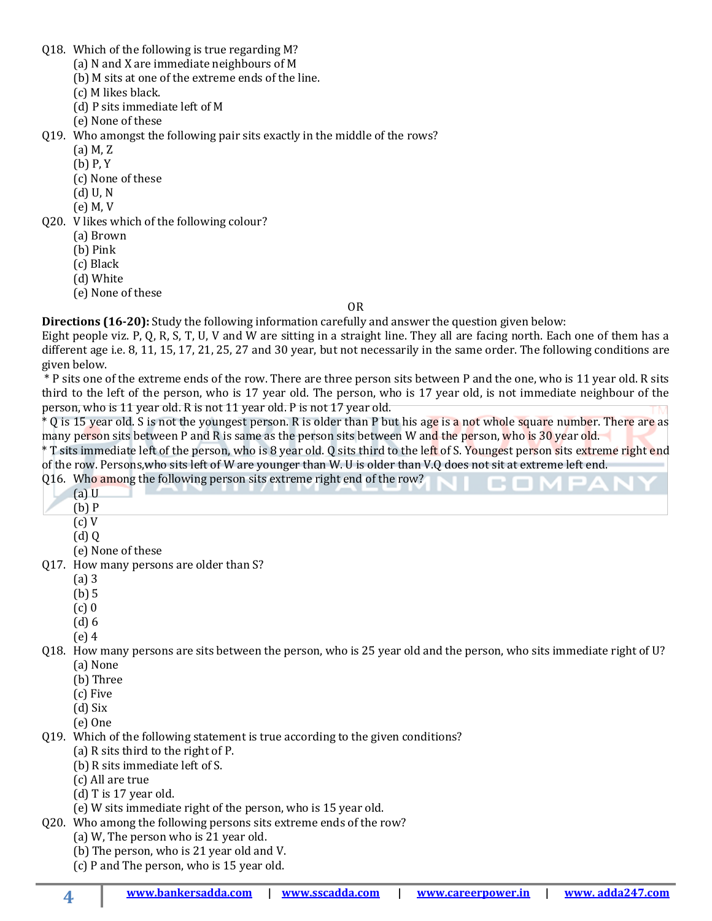Q18. Which of the following is true regarding M?

(a) N and X are immediate neighbours of M

(b) M sits at one of the extreme ends of the line.

(c) M likes black.

(d) P sits immediate left of M

(e) None of these

Q19. Who amongst the following pair sits exactly in the middle of the rows?

(a) M, Z

(b) P, Y

(c) None of these

(d) U, N

(e) M, V

Q20. V likes which of the following colour?

(a) Brown

(b) Pink

(c) Black

(d) White

(e) None of these

OR

**Directions (16-20):** Study the following information carefully and answer the question given below:

Eight people viz. P, Q, R, S, T, U, V and W are sitting in a straight line. They all are facing north. Each one of them has a different age i.e. 8, 11, 15, 17, 21, 25, 27 and 30 year, but not necessarily in the same order. The following conditions are given below.

* P sits one of the extreme ends of the row. There are three person sits between P and the one, who is 11 year old. R sits third to the left of the person, who is 17 year old. The person, who is 17 year old, is not immediate neighbour of the person, who is 11 year old. R is not 11 year old. P is not 17 year old.

* Q is 15 year old. S is not the youngest person. R is older than P but his age is a not whole square number. There are as many person sits between P and R is same as the person sits between W and the person, who is 30 year old.

* T sits immediate left of the person, who is 8 year old. Q sits third to the left of S. Youngest person sits extreme right end of the row. Persons,who sits left of W are younger than W. U is older than V.Q does not sit at extreme left end.

Q16. Who among the following person sits extreme right end of the row?

(a) U

(b) P

(c) V

(d) Q

(e) None of these

Q17. How many persons are older than S?

(a) 3

(b) 5

(c) 0

(d) 6

(e) 4

Q18. How many persons are sits between the person, who is 25 year old and the person, who sits immediate right of U?

(a) None

(b) Three

(c) Five

(d) Six

(e) One

Q19. Which of the following statement is true according to the given conditions?

(a) R sits third to the right of P.

(b) R sits immediate left of S.

(c) All are true

(d) T is 17 year old.

(e) W sits immediate right of the person, who is 15 year old.

Q20. Who among the following persons sits extreme ends of the row?

(a) W, The person who is 21 year old.

(b) The person, who is 21 year old and V.

(c) P and The person, who is 15 year old.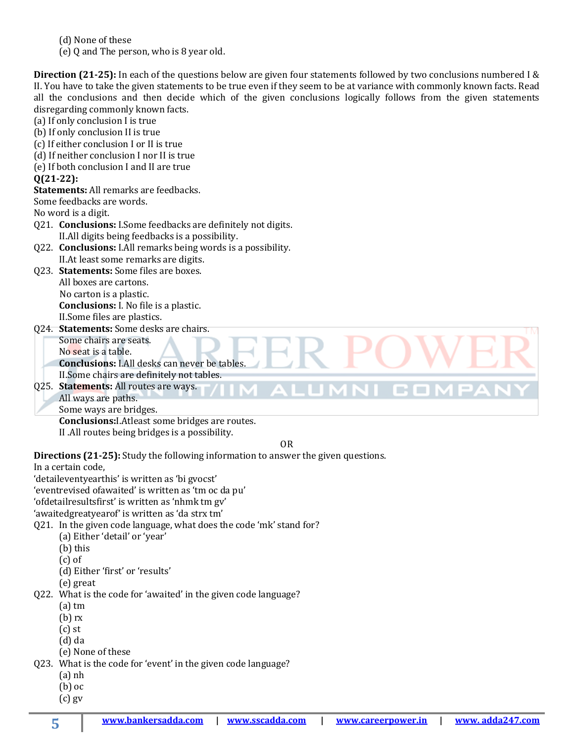(d) None of these
(e) Q and The person, who is 8 year old.

**Direction (21-25):** In each of the questions below are given four statements followed by two conclusions numbered I & II. You have to take the given statements to be true even if they seem to be at variance with commonly known facts. Read all the conclusions and then decide which of the given conclusions logically follows from the given statements disregarding commonly known facts.

(a) If only conclusion I is true
(b) If only conclusion II is true
(c) If either conclusion I or II is true
(d) If neither conclusion I nor II is true
(e) If both conclusion I and II are true

**Q(21-22):**

**Statements:** All remarks are feedbacks.
Some feedbacks are words.
No word is a digit.

Q21. **Conclusions:** I.Some feedbacks are definitely not digits.
II.All digits being feedbacks is a possibility.

Q22. **Conclusions:** I.All remarks being words is a possibility.
II.At least some remarks are digits.

Q23. **Statements:** Some files are boxes.
All boxes are cartons.
No carton is a plastic.
**Conclusions:** I. No file is a plastic.
II.Some files are plastics.

Q24. **Statements:** Some desks are chairs.
Some chairs are seats.
No seat is a table.
**Conclusions:** I.All desks can never be tables.
II.Some chairs are definitely not tables.

Q25. **Statements:** All routes are ways.
All ways are paths.
Some ways are bridges.
**Conclusions:**I.Atleast some bridges are routes.
II .All routes being bridges is a possibility.

OR

**Directions (21-25):** Study the following information to answer the given questions.

In a certain code,
'detaileventyearthis' is written as 'bi gvocst'
'eventrevised ofawaited' is written as 'tm oc da pu'
'ofdetailresultsfirst' is written as 'nhmk tm gv'
'awaitedgreatyearof' is written as 'da strx tm'

Q21. In the given code language, what does the code 'mk' stand for?
(a) Either 'detail' or 'year'
(b) this
(c) of
(d) Either 'first' or 'results'
(e) great

Q22. What is the code for 'awaited' in the given code language?
(a) tm
(b) rx
(c) st
(d) da
(e) None of these

Q23. What is the code for 'event' in the given code language?
(a) nh
(b) oc
(c) gv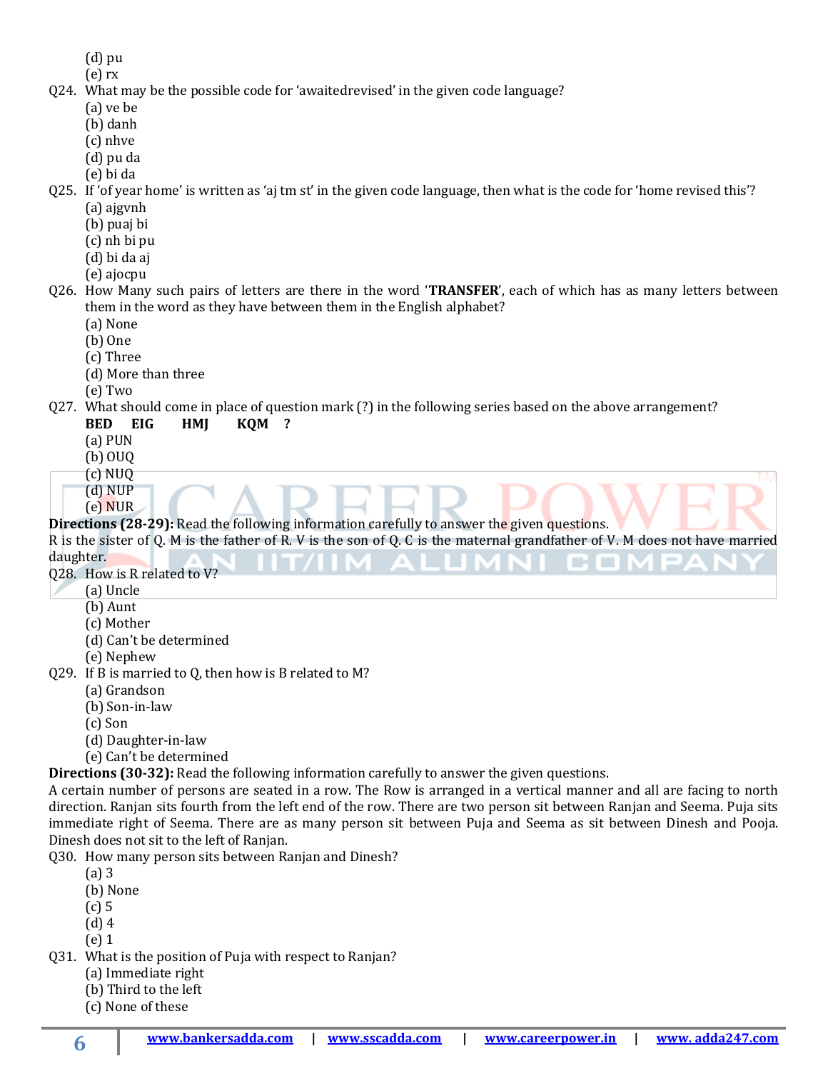(d) pu
(e) rx

Q24. What may be the possible code for 'awaitedrevised' in the given code language?
(a) ve be
(b) danh
(c) nhve
(d) pu da
(e) bi da

Q25. If 'of year home' is written as 'aj tm st' in the given code language, then what is the code for 'home revised this'?
(a) ajgvnh
(b) puaj bi
(c) nh bi pu
(d) bi da aj
(e) ajocpu

Q26. How Many such pairs of letters are there in the word '**TRANSFER**', each of which has as many letters between them in the word as they have between them in the English alphabet?
(a) None
(b) One
(c) Three
(d) More than three
(e) Two

Q27. What should come in place of question mark (?) in the following series based on the above arrangement?
**BED EIG HMJ KQM ?**
(a) PUN
(b) OUQ
(c) NUQ
(d) NUP
(e) NUR

**Directions (28-29):** Read the following information carefully to answer the given questions.
R is the sister of Q. M is the father of R. V is the son of Q. C is the maternal grandfather of V. M does not have married daughter.

Q28. How is R related to V?
(a) Uncle
(b) Aunt
(c) Mother
(d) Can't be determined
(e) Nephew

Q29. If B is married to Q, then how is B related to M?
(a) Grandson
(b) Son-in-law
(c) Son
(d) Daughter-in-law
(e) Can't be determined

**Directions (30-32):** Read the following information carefully to answer the given questions.
A certain number of persons are seated in a row. The Row is arranged in a vertical manner and all are facing to north direction. Ranjan sits fourth from the left end of the row. There are two person sit between Ranjan and Seema. Puja sits immediate right of Seema. There are as many person sit between Puja and Seema as sit between Dinesh and Pooja. Dinesh does not sit to the left of Ranjan.

Q30. How many person sits between Ranjan and Dinesh?
(a) 3
(b) None
(c) 5
(d) 4
(e) 1

Q31. What is the position of Puja with respect to Ranjan?
(a) Immediate right
(b) Third to the left
(c) None of these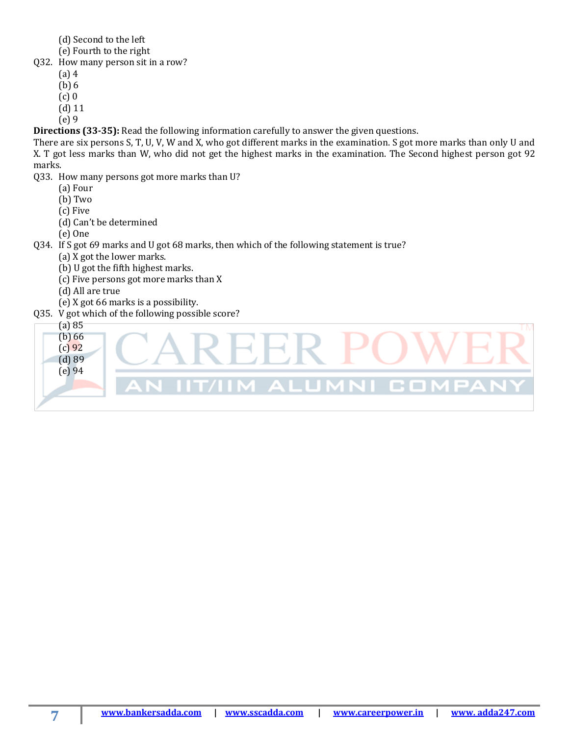(d) Second to the left
(e) Fourth to the right

Q32. How many person sit in a row?
(a) 4
(b) 6
(c) 0
(d) 11
(e) 9

**Directions (33-35):** Read the following information carefully to answer the given questions.

There are six persons S, T, U, V, W and X, who got different marks in the examination. S got more marks than only U and X. T got less marks than W, who did not get the highest marks in the examination. The Second highest person got 92 marks.

Q33. How many persons got more marks than U?
(a) Four
(b) Two
(c) Five
(d) Can't be determined
(e) One

Q34. If S got 69 marks and U got 68 marks, then which of the following statement is true?
(a) X got the lower marks.
(b) U got the fifth highest marks.
(c) Five persons got more marks than X
(d) All are true
(e) X got 66 marks is a possibility.

Q35. V got which of the following possible score?
(a) 85
(b) 66
(c) 92
(d) 89
(e) 94